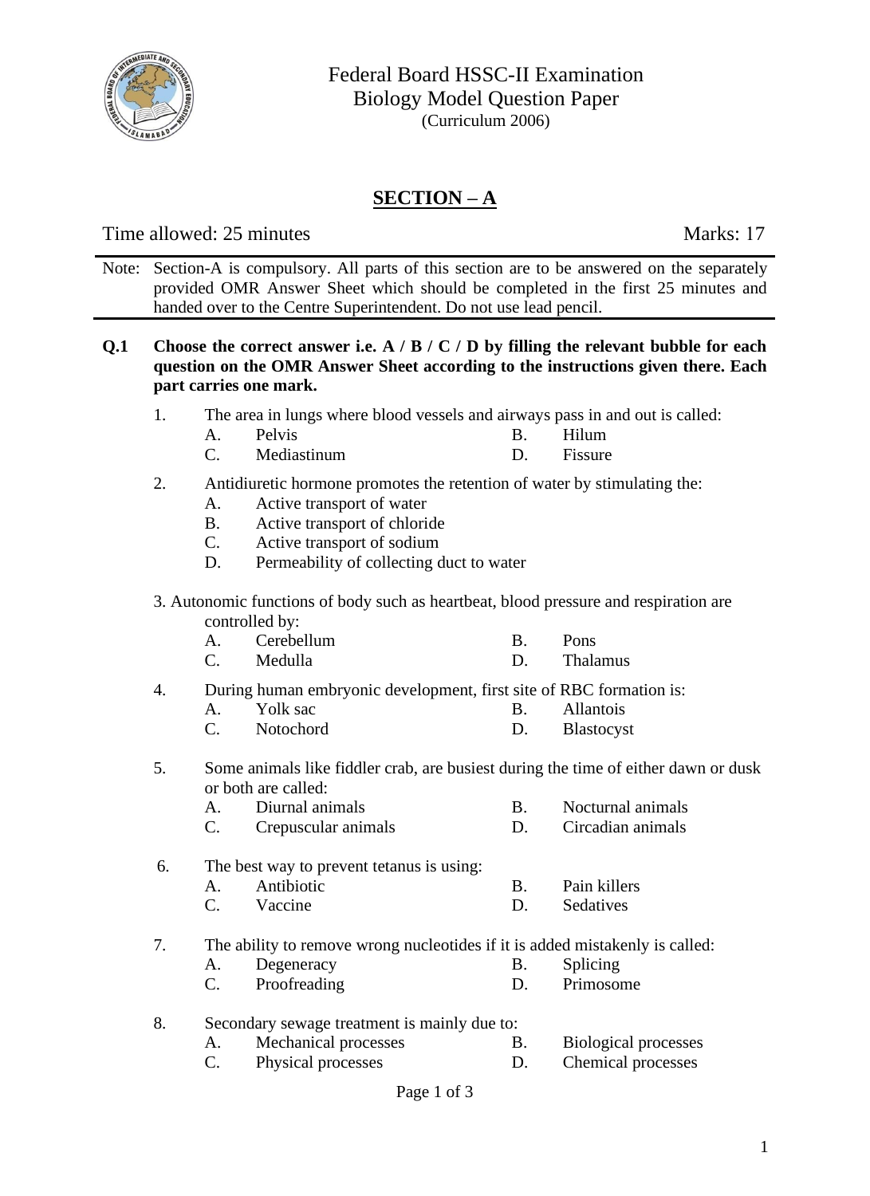# Federal Board HSSC-II Examination
## Biology Model Question Paper
(Curriculum 2006)

## SECTION – A

Time allowed: 25 minutes | Marks: 17

Note: Section-A is compulsory. All parts of this section are to be answered on the separately provided OMR Answer Sheet which should be completed in the first 25 minutes and handed over to the Centre Superintendent. Do not use lead pencil.

**Q.1 Choose the correct answer i.e. A / B / C / D by filling the relevant bubble for each question on the OMR Answer Sheet according to the instructions given there. Each part carries one mark.**

1. The area in lungs where blood vessels and airways pass in and out is called:
   - A. Pelvis
   - B. Hilum
   - C. Mediastinum
   - D. Fissure

2. Antidiuretic hormone promotes the retention of water by stimulating the:
   - A. Active transport of water
   - B. Active transport of chloride
   - C. Active transport of sodium
   - D. Permeability of collecting duct to water

3. Autonomic functions of body such as heartbeat, blood pressure and respiration are controlled by:
   - A. Cerebellum
   - B. Pons
   - C. Medulla
   - D. Thalamus

4. During human embryonic development, first site of RBC formation is:
   - A. Yolk sac
   - B. Allantois
   - C. Notochord
   - D. Blastocyst

5. Some animals like fiddler crab, are busiest during the time of either dawn or dusk or both are called:
   - A. Diurnal animals
   - B. Nocturnal animals
   - C. Crepuscular animals
   - D. Circadian animals

6. The best way to prevent tetanus is using:
   - A. Antibiotic
   - B. Pain killers
   - C. Vaccine
   - D. Sedatives

7. The ability to remove wrong nucleotides if it is added mistakenly is called:
   - A. Degeneracy
   - B. Splicing
   - C. Proofreading
   - D. Primosome

8. Secondary sewage treatment is mainly due to:
   - A. Mechanical processes
   - B. Biological processes
   - C. Physical processes
   - D. Chemical processes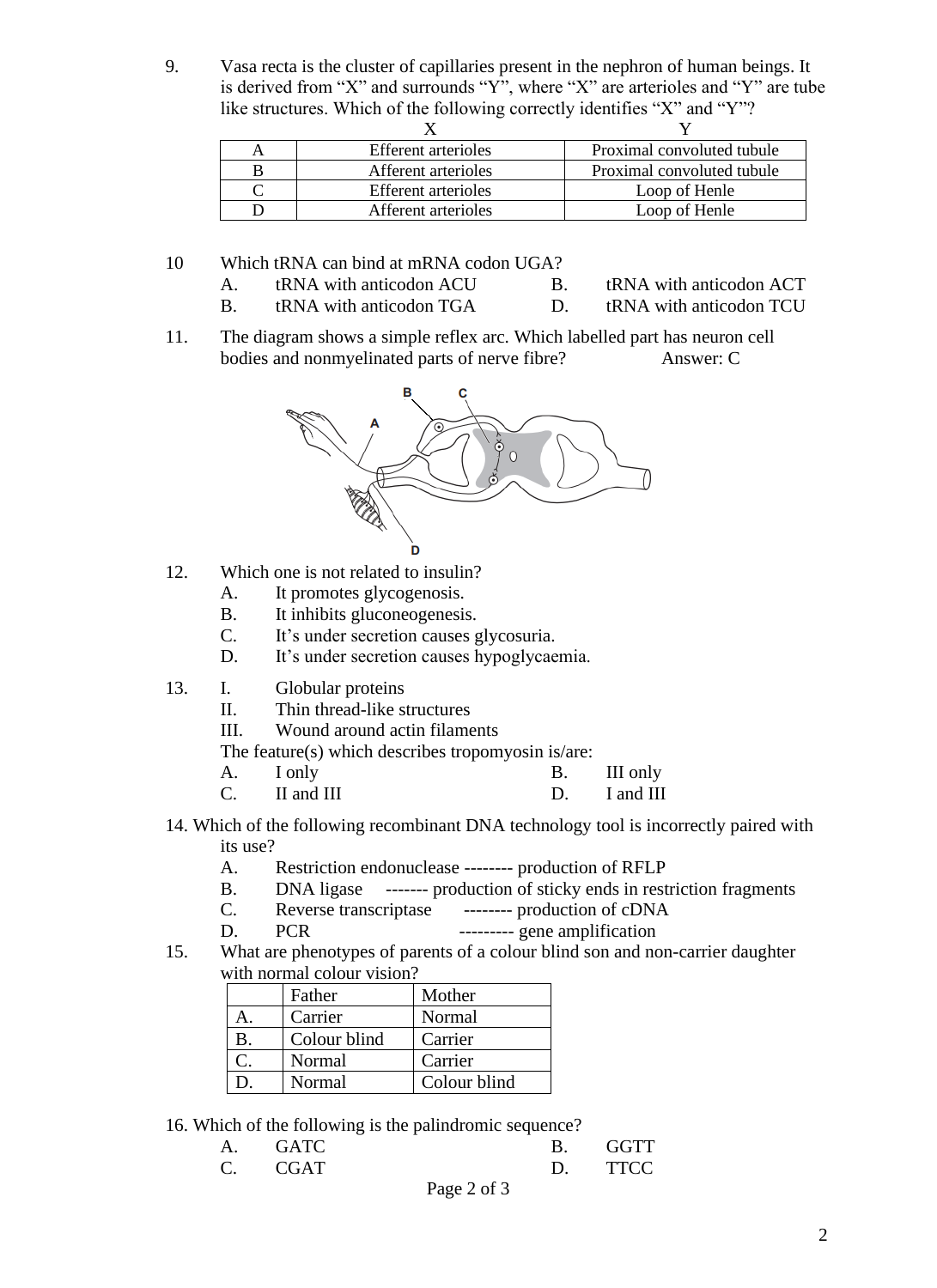9. Vasa recta is the cluster of capillaries present in the nephron of human beings. It is derived from "X" and surrounds "Y", where "X" are arterioles and "Y" are tube like structures. Which of the following correctly identifies "X" and "Y"?

| | X | Y |
|---|---|---|
| A | Efferent arterioles | Proximal convoluted tubule |
| B | Afferent arterioles | Proximal convoluted tubule |
| C | Efferent arterioles | Loop of Henle |
| D | Afferent arterioles | Loop of Henle |

10 Which tRNA can bind at mRNA codon UGA?

A. tRNA with anticodon ACU
B. tRNA with anticodon ACT
B. tRNA with anticodon TGA
D. tRNA with anticodon TCU

11. The diagram shows a simple reflex arc. Which labelled part has neuron cell bodies and nonmyelinated parts of nerve fibre? Answer: C

12. Which one is not related to insulin?

A. It promotes glycogenosis.
B. It inhibits gluconeogenesis.
C. It's under secretion causes glycosuria.
D. It's under secretion causes hypoglycaemia.

13. I. Globular proteins
II. Thin thread-like structures
III. Wound around actin filaments

The feature(s) which describes tropomyosin is/are:

A. I only
B. III only
C. II and III
D. I and III

14. Which of the following recombinant DNA technology tool is incorrectly paired with its use?

A. Restriction endonuclease -------- production of RFLP
B. DNA ligase ------- production of sticky ends in restriction fragments
C. Reverse transcriptase -------- production of cDNA
D. PCR --------- gene amplification

15. What are phenotypes of parents of a colour blind son and non-carrier daughter with normal colour vision?

| | Father | Mother |
|---|---|---|
| A. | Carrier | Normal |
| B. | Colour blind | Carrier |
| C. | Normal | Carrier |
| D. | Normal | Colour blind |

16. Which of the following is the palindromic sequence?

A. GATC
B. GGTT
C. CGAT
D. TTCC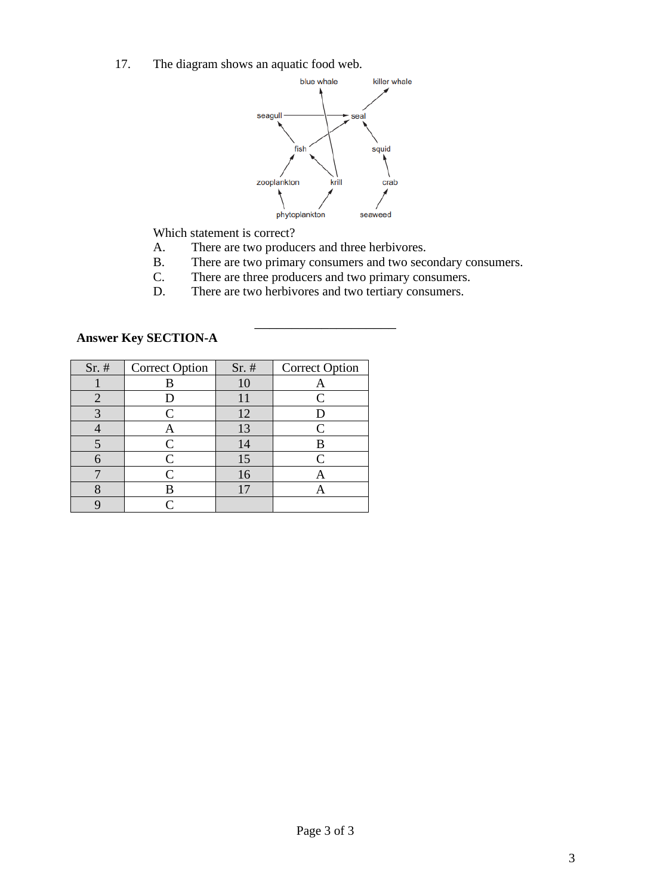17. The diagram shows an aquatic food web.

Which statement is correct?

A. There are two producers and three herbivores.
B. There are two primary consumers and two secondary consumers.
C. There are three producers and two primary consumers.
D. There are two herbivores and two tertiary consumers.

---

**Answer Key SECTION-A**

| Sr. # | Correct Option | Sr. # | Correct Option |
|---|---|---|---|
| 1 | B | 10 | A |
| 2 | D | 11 | C |
| 3 | C | 12 | D |
| 4 | A | 13 | C |
| 5 | C | 14 | B |
| 6 | C | 15 | C |
| 7 | C | 16 | A |
| 8 | B | 17 | A |
| 9 | C | | |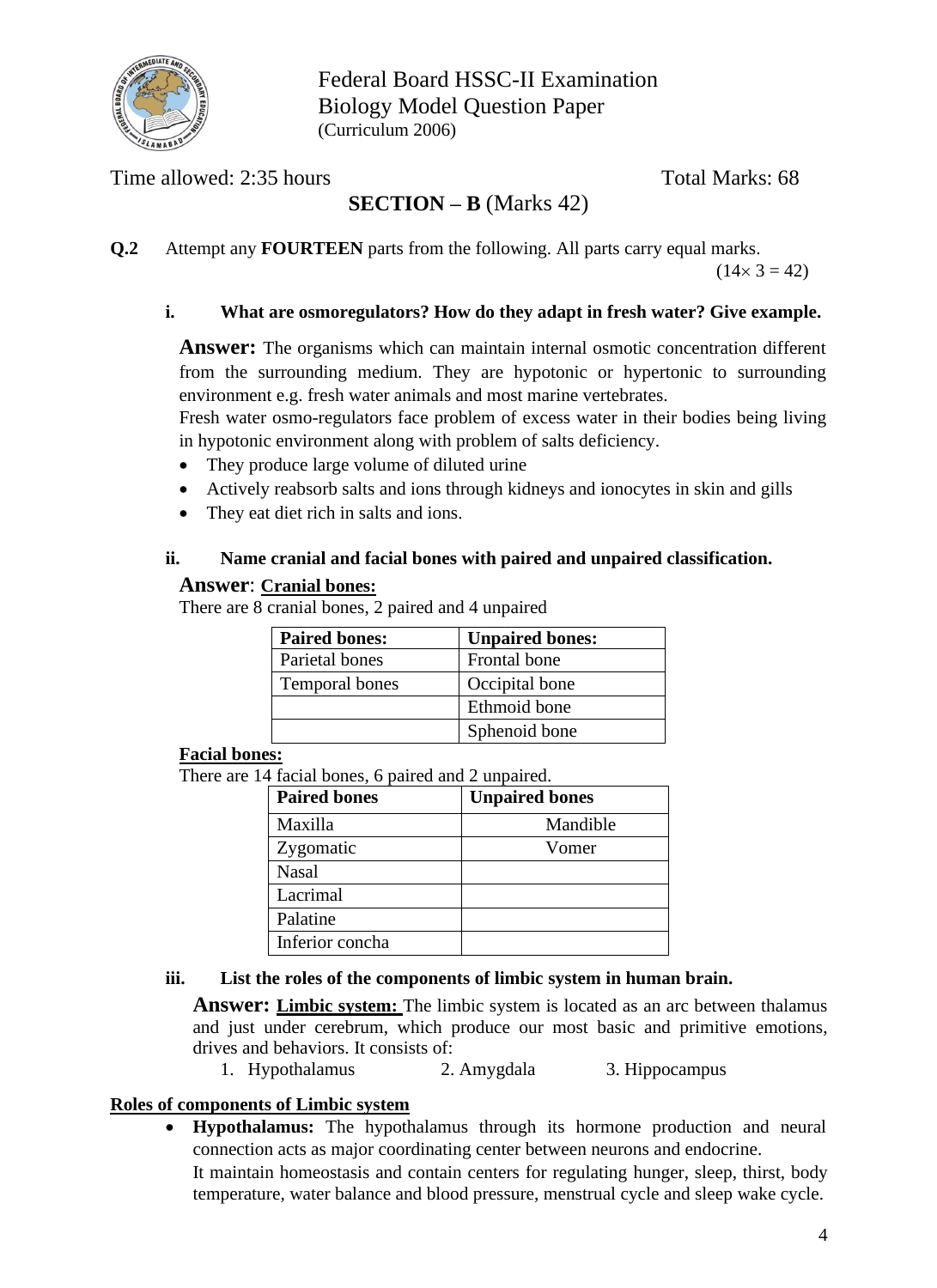Federal Board HSSC-II Examination
Biology Model Question Paper
(Curriculum 2006)

Time allowed: 2:35 hours Total Marks: 68

## SECTION – B (Marks 42)

**Q.2** Attempt any **FOURTEEN** parts from the following. All parts carry equal marks. $(14\times 3 = 42)$

**i. What are osmoregulators? How do they adapt in fresh water? Give example.**

**Answer:** The organisms which can maintain internal osmotic concentration different from the surrounding medium. They are hypotonic or hypertonic to surrounding environment e.g. fresh water animals and most marine vertebrates.
Fresh water osmo-regulators face problem of excess water in their bodies being living in hypotonic environment along with problem of salts deficiency.

- They produce large volume of diluted urine
- Actively reabsorb salts and ions through kidneys and ionocytes in skin and gills
- They eat diet rich in salts and ions.

**ii. Name cranial and facial bones with paired and unpaired classification.**

**Answer**: **<u>Cranial bones:</u>**
There are 8 cranial bones, 2 paired and 4 unpaired

| Paired bones: | Unpaired bones: |
|---|---|
| Parietal bones | Frontal bone |
| Temporal bones | Occipital bone |
| | Ethmoid bone |
| | Sphenoid bone |

**<u>Facial bones:</u>**
There are 14 facial bones, 6 paired and 2 unpaired.

| Paired bones | Unpaired bones |
|---|---|
| Maxilla | Mandible |
| Zygomatic | Vomer |
| Nasal | |
| Lacrimal | |
| Palatine | |
| Inferior concha | |

**iii. List the roles of the components of limbic system in human brain.**

**Answer: <u>Limbic system:</u>** The limbic system is located as an arc between thalamus and just under cerebrum, which produce our most basic and primitive emotions, drives and behaviors. It consists of:

1. Hypothalamus 2. Amygdala 3. Hippocampus

**<u>Roles of components of Limbic system</u>**

- **Hypothalamus:** The hypothalamus through its hormone production and neural connection acts as major coordinating center between neurons and endocrine.
  It maintain homeostasis and contain centers for regulating hunger, sleep, thirst, body temperature, water balance and blood pressure, menstrual cycle and sleep wake cycle.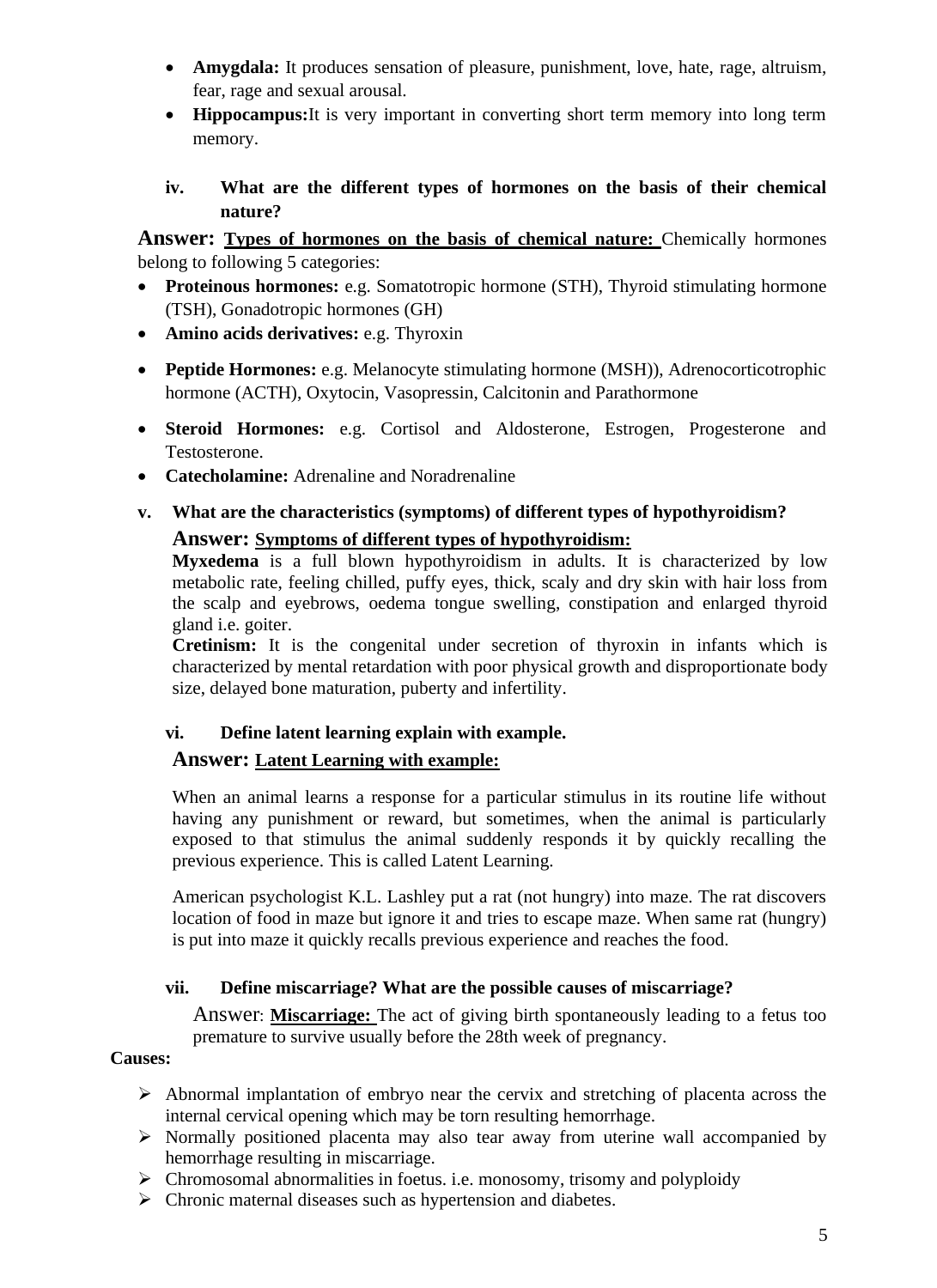- **Amygdala:** It produces sensation of pleasure, punishment, love, hate, rage, altruism, fear, rage and sexual arousal.
- **Hippocampus:**It is very important in converting short term memory into long term memory.

**iv. What are the different types of hormones on the basis of their chemical nature?**

**Answer:** **Types of hormones on the basis of chemical nature:** Chemically hormones belong to following 5 categories:

- **Proteinous hormones:** e.g. Somatotropic hormone (STH), Thyroid stimulating hormone (TSH), Gonadotropic hormones (GH)
- **Amino acids derivatives:** e.g. Thyroxin
- **Peptide Hormones:** e.g. Melanocyte stimulating hormone (MSH)), Adrenocorticotrophic hormone (ACTH), Oxytocin, Vasopressin, Calcitonin and Parathormone
- **Steroid Hormones:** e.g. Cortisol and Aldosterone, Estrogen, Progesterone and Testosterone.
- **Catecholamine:** Adrenaline and Noradrenaline

**v. What are the characteristics (symptoms) of different types of hypothyroidism?**

**Answer:** **Symptoms of different types of hypothyroidism:**

**Myxedema** is a full blown hypothyroidism in adults. It is characterized by low metabolic rate, feeling chilled, puffy eyes, thick, scaly and dry skin with hair loss from the scalp and eyebrows, oedema tongue swelling, constipation and enlarged thyroid gland i.e. goiter.

**Cretinism:** It is the congenital under secretion of thyroxin in infants which is characterized by mental retardation with poor physical growth and disproportionate body size, delayed bone maturation, puberty and infertility.

**vi. Define latent learning explain with example.**

**Answer:** **Latent Learning with example:**

When an animal learns a response for a particular stimulus in its routine life without having any punishment or reward, but sometimes, when the animal is particularly exposed to that stimulus the animal suddenly responds it by quickly recalling the previous experience. This is called Latent Learning.

American psychologist K.L. Lashley put a rat (not hungry) into maze. The rat discovers location of food in maze but ignore it and tries to escape maze. When same rat (hungry) is put into maze it quickly recalls previous experience and reaches the food.

**vii. Define miscarriage? What are the possible causes of miscarriage?**

Answer: **Miscarriage:** The act of giving birth spontaneously leading to a fetus too premature to survive usually before the 28th week of pregnancy.

**Causes:**

- Abnormal implantation of embryo near the cervix and stretching of placenta across the internal cervical opening which may be torn resulting hemorrhage.
- Normally positioned placenta may also tear away from uterine wall accompanied by hemorrhage resulting in miscarriage.
- Chromosomal abnormalities in foetus. i.e. monosomy, trisomy and polyploidy
- Chronic maternal diseases such as hypertension and diabetes.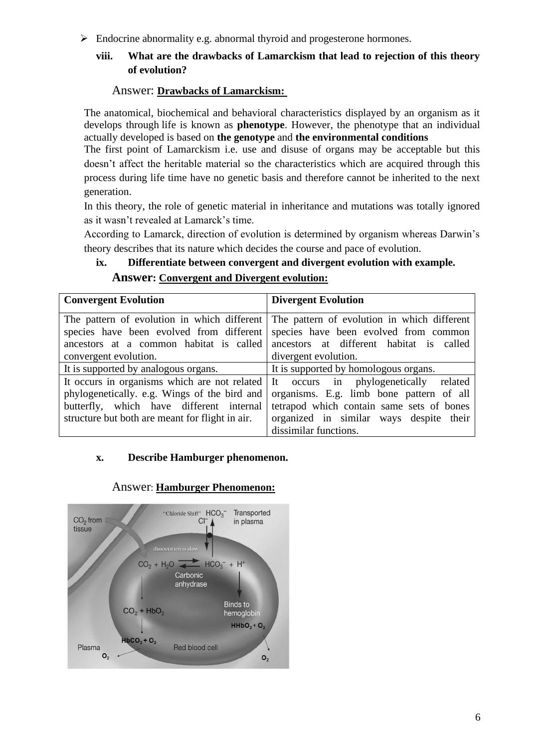- Endocrine abnormality e.g. abnormal thyroid and progesterone hormones.

**viii. What are the drawbacks of Lamarckism that lead to rejection of this theory of evolution?**

Answer: **Drawbacks of Lamarckism:**

The anatomical, biochemical and behavioral characteristics displayed by an organism as it develops through life is known as **phenotype**. However, the phenotype that an individual actually developed is based on **the genotype** and **the environmental conditions**

The first point of Lamarckism i.e. use and disuse of organs may be acceptable but this doesn't affect the heritable material so the characteristics which are acquired through this process during life time have no genetic basis and therefore cannot be inherited to the next generation.

In this theory, the role of genetic material in inheritance and mutations was totally ignored as it wasn't revealed at Lamarck's time.

According to Lamarck, direction of evolution is determined by organism whereas Darwin's theory describes that its nature which decides the course and pace of evolution.

**ix. Differentiate between convergent and divergent evolution with example.**

**Answer: Convergent and Divergent evolution:**

| **Convergent Evolution** | **Divergent Evolution** |
|---|---|
| The pattern of evolution in which different species have been evolved from different ancestors at a common habitat is called convergent evolution. | The pattern of evolution in which different species have been evolved from common ancestors at different habitat is called divergent evolution. |
| It is supported by analogous organs. | It is supported by homologous organs. |
| It occurs in organisms which are not related phylogenetically. e.g. Wings of the bird and butterfly, which have different internal structure but both are meant for flight in air. | It occurs in phylogenetically related organisms. E.g. limb bone pattern of all tetrapod which contain same sets of bones organized in similar ways despite their dissimilar functions. |

**x. Describe Hamburger phenomenon.**

Answer: **Hamburger Phenomenon:**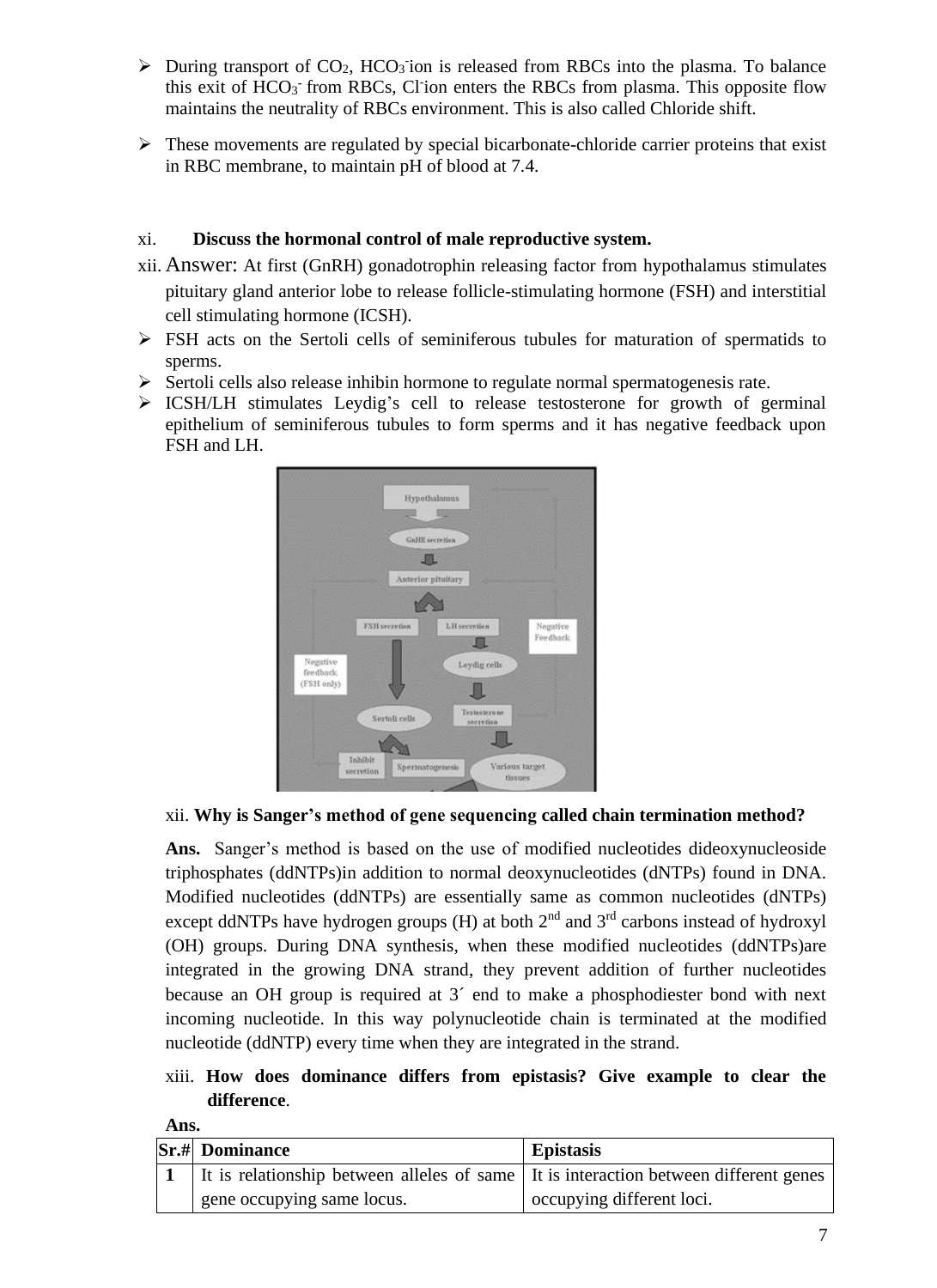- During transport of $CO_2$, $HCO_3^-$ ion is released from RBCs into the plasma. To balance this exit of $HCO_3^-$ from RBCs, $Cl^-$ ion enters the RBCs from plasma. This opposite flow maintains the neutrality of RBCs environment. This is also called Chloride shift.
- These movements are regulated by special bicarbonate-chloride carrier proteins that exist in RBC membrane, to maintain pH of blood at 7.4.

xi. **Discuss the hormonal control of male reproductive system.**

xii. Answer: At first (GnRH) gonadotrophin releasing factor from hypothalamus stimulates pituitary gland anterior lobe to release follicle-stimulating hormone (FSH) and interstitial cell stimulating hormone (ICSH).

- FSH acts on the Sertoli cells of seminiferous tubules for maturation of spermatids to sperms.
- Sertoli cells also release inhibin hormone to regulate normal spermatogenesis rate.
- ICSH/LH stimulates Leydig's cell to release testosterone for growth of germinal epithelium of seminiferous tubules to form sperms and it has negative feedback upon FSH and LH.

xii. **Why is Sanger's method of gene sequencing called chain termination method?**

**Ans.** Sanger's method is based on the use of modified nucleotides dideoxynucleoside triphosphates (ddNTPs)in addition to normal deoxynucleotides (dNTPs) found in DNA. Modified nucleotides (ddNTPs) are essentially same as common nucleotides (dNTPs) except ddNTPs have hydrogen groups (H) at both 2nd and 3rd carbons instead of hydroxyl (OH) groups. During DNA synthesis, when these modified nucleotides (ddNTPs)are integrated in the growing DNA strand, they prevent addition of further nucleotides because an OH group is required at 3´ end to make a phosphodiester bond with next incoming nucleotide. In this way polynucleotide chain is terminated at the modified nucleotide (ddNTP) every time when they are integrated in the strand.

xiii. **How does dominance differs from epistasis? Give example to clear the difference**.

**Ans.**

| Sr.# | Dominance | Epistasis |
|---|---|---|
| 1 | It is relationship between alleles of same gene occupying same locus. | It is interaction between different genes occupying different loci. |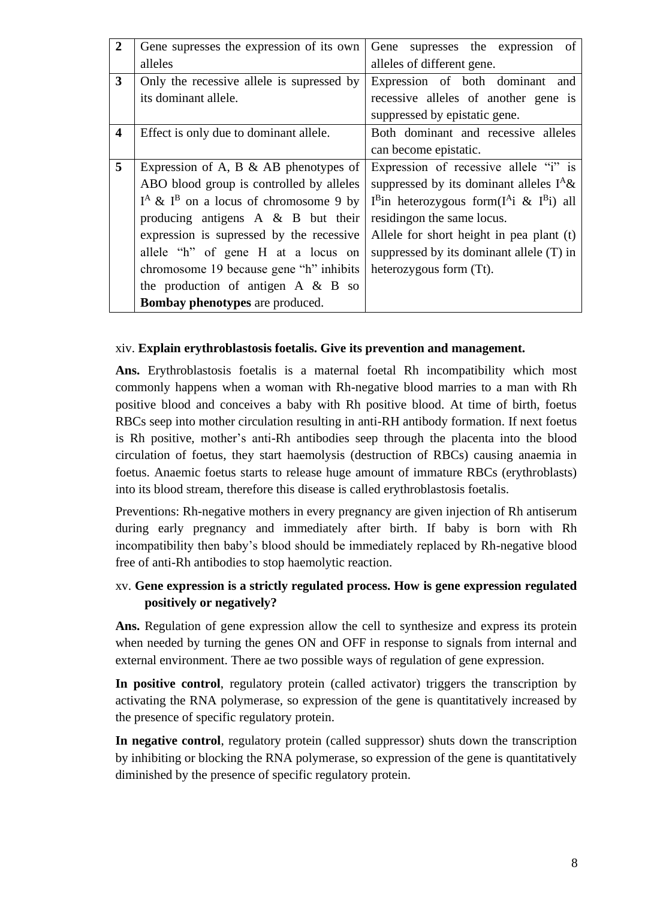| | | |
|---|---|---|
| **2** | Gene supresses the expression of its own alleles | Gene supresses the expression of alleles of different gene. |
| **3** | Only the recessive allele is supressed by its dominant allele. | Expression of both dominant and recessive alleles of another gene is suppressed by epistatic gene. |
| **4** | Effect is only due to dominant allele. | Both dominant and recessive alleles can become epistatic. |
| **5** | Expression of A, B & AB phenotypes of ABO blood group is controlled by alleles $I^A$ & $I^B$ on a locus of chromosome 9 by producing antigens A & B but their expression is supressed by the recessive allele "h" of gene H at a locus on chromosome 19 because gene "h" inhibits the production of antigen A & B so **Bombay phenotypes** are produced. | Expression of recessive allele "i" is suppressed by its dominant alleles $I^A$& $I^B$in heterozygous form($I^Ai$ & $I^Bi$) all residingon the same locus.<br>Allele for short height in pea plant (t) suppressed by its dominant allele (T) in heterozygous form (Tt). |

xiv. **Explain erythroblastosis foetalis. Give its prevention and management.**

**Ans.** Erythroblastosis foetalis is a maternal foetal Rh incompatibility which most commonly happens when a woman with Rh-negative blood marries to a man with Rh positive blood and conceives a baby with Rh positive blood. At time of birth, foetus RBCs seep into mother circulation resulting in anti-RH antibody formation. If next foetus is Rh positive, mother's anti-Rh antibodies seep through the placenta into the blood circulation of foetus, they start haemolysis (destruction of RBCs) causing anaemia in foetus. Anaemic foetus starts to release huge amount of immature RBCs (erythroblasts) into its blood stream, therefore this disease is called erythroblastosis foetalis.

Preventions: Rh-negative mothers in every pregnancy are given injection of Rh antiserum during early pregnancy and immediately after birth. If baby is born with Rh incompatibility then baby's blood should be immediately replaced by Rh-negative blood free of anti-Rh antibodies to stop haemolytic reaction.

xv. **Gene expression is a strictly regulated process. How is gene expression regulated positively or negatively?**

**Ans.** Regulation of gene expression allow the cell to synthesize and express its protein when needed by turning the genes ON and OFF in response to signals from internal and external environment. There ae two possible ways of regulation of gene expression.

**In positive control**, regulatory protein (called activator) triggers the transcription by activating the RNA polymerase, so expression of the gene is quantitatively increased by the presence of specific regulatory protein.

**In negative control**, regulatory protein (called suppressor) shuts down the transcription by inhibiting or blocking the RNA polymerase, so expression of the gene is quantitatively diminished by the presence of specific regulatory protein.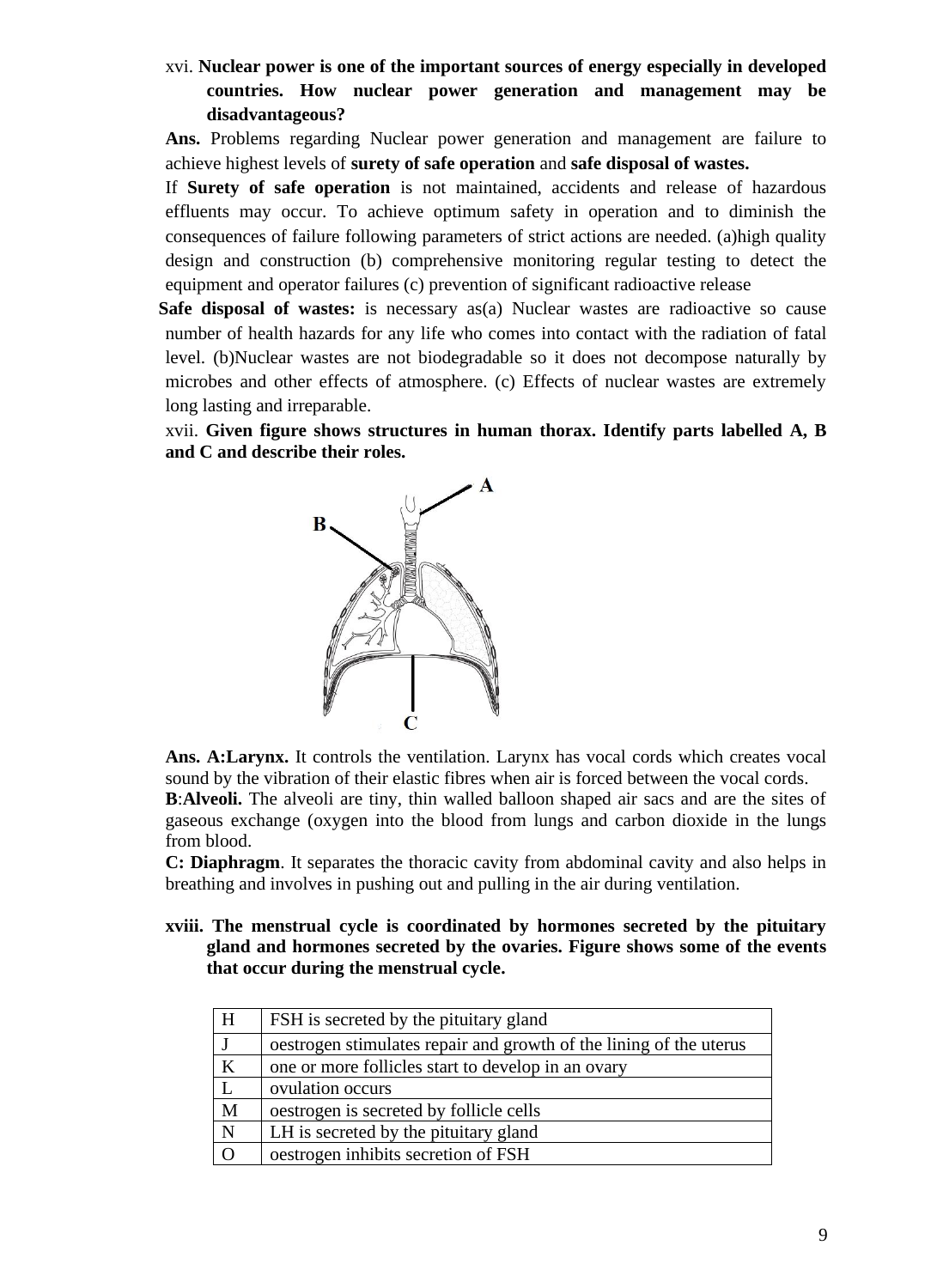xvi. **Nuclear power is one of the important sources of energy especially in developed countries. How nuclear power generation and management may be disadvantageous?**

**Ans.** Problems regarding Nuclear power generation and management are failure to achieve highest levels of **surety of safe operation** and **safe disposal of wastes.**

If **Surety of safe operation** is not maintained, accidents and release of hazardous effluents may occur. To achieve optimum safety in operation and to diminish the consequences of failure following parameters of strict actions are needed. (a)high quality design and construction (b) comprehensive monitoring regular testing to detect the equipment and operator failures (c) prevention of significant radioactive release

**Safe disposal of wastes:** is necessary as(a) Nuclear wastes are radioactive so cause number of health hazards for any life who comes into contact with the radiation of fatal level. (b)Nuclear wastes are not biodegradable so it does not decompose naturally by microbes and other effects of atmosphere. (c) Effects of nuclear wastes are extremely long lasting and irreparable.

xvii. **Given figure shows structures in human thorax. Identify parts labelled A, B and C and describe their roles.**

**Ans. A:Larynx.** It controls the ventilation. Larynx has vocal cords which creates vocal sound by the vibration of their elastic fibres when air is forced between the vocal cords.

**B**:**Alveoli.** The alveoli are tiny, thin walled balloon shaped air sacs and are the sites of gaseous exchange (oxygen into the blood from lungs and carbon dioxide in the lungs from blood.

**C: Diaphragm**. It separates the thoracic cavity from abdominal cavity and also helps in breathing and involves in pushing out and pulling in the air during ventilation.

**xviii. The menstrual cycle is coordinated by hormones secreted by the pituitary gland and hormones secreted by the ovaries. Figure shows some of the events that occur during the menstrual cycle.**

| | |
|---|---|
| H | FSH is secreted by the pituitary gland |
| J | oestrogen stimulates repair and growth of the lining of the uterus |
| K | one or more follicles start to develop in an ovary |
| L | ovulation occurs |
| M | oestrogen is secreted by follicle cells |
| N | LH is secreted by the pituitary gland |
| O | oestrogen inhibits secretion of FSH |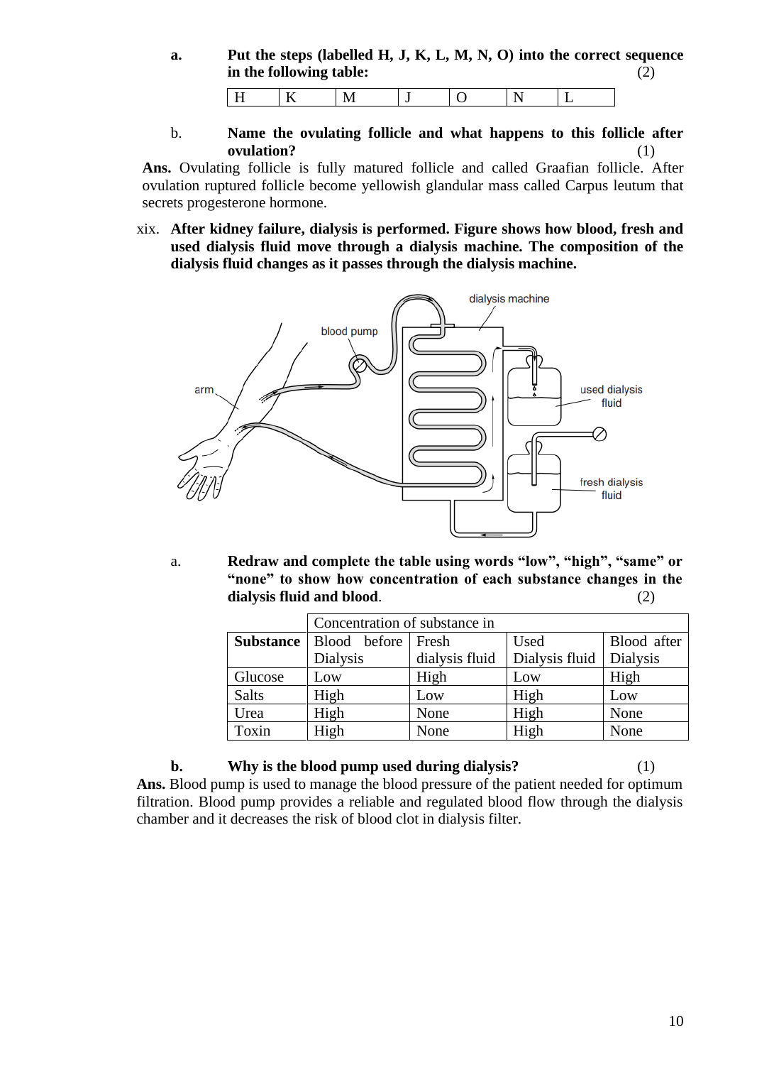**a.** **Put the steps (labelled H, J, K, L, M, N, O) into the correct sequence in the following table:** (2)

| H | K | M | J | O | N | L |
|---|---|---|---|---|---|---|

b. **Name the ovulating follicle and what happens to this follicle after ovulation?** (1)

**Ans.** Ovulating follicle is fully matured follicle and called Graafian follicle. After ovulation ruptured follicle become yellowish glandular mass called Carpus leutum that secrets progesterone hormone.

xix. **After kidney failure, dialysis is performed. Figure shows how blood, fresh and used dialysis fluid move through a dialysis machine. The composition of the dialysis fluid changes as it passes through the dialysis machine.**

a. **Redraw and complete the table using words "low", "high", "same" or "none" to show how concentration of each substance changes in the dialysis fluid and blood.** (2)

| | Concentration of substance in | | | |
|---|---|---|---|---|
| **Substance** | Blood before Dialysis | Fresh dialysis fluid | Used Dialysis fluid | Blood after Dialysis |
| Glucose | Low | High | Low | High |
| Salts | High | Low | High | Low |
| Urea | High | None | High | None |
| Toxin | High | None | High | None |

**b.** **Why is the blood pump used during dialysis?** (1)

**Ans.** Blood pump is used to manage the blood pressure of the patient needed for optimum filtration. Blood pump provides a reliable and regulated blood flow through the dialysis chamber and it decreases the risk of blood clot in dialysis filter.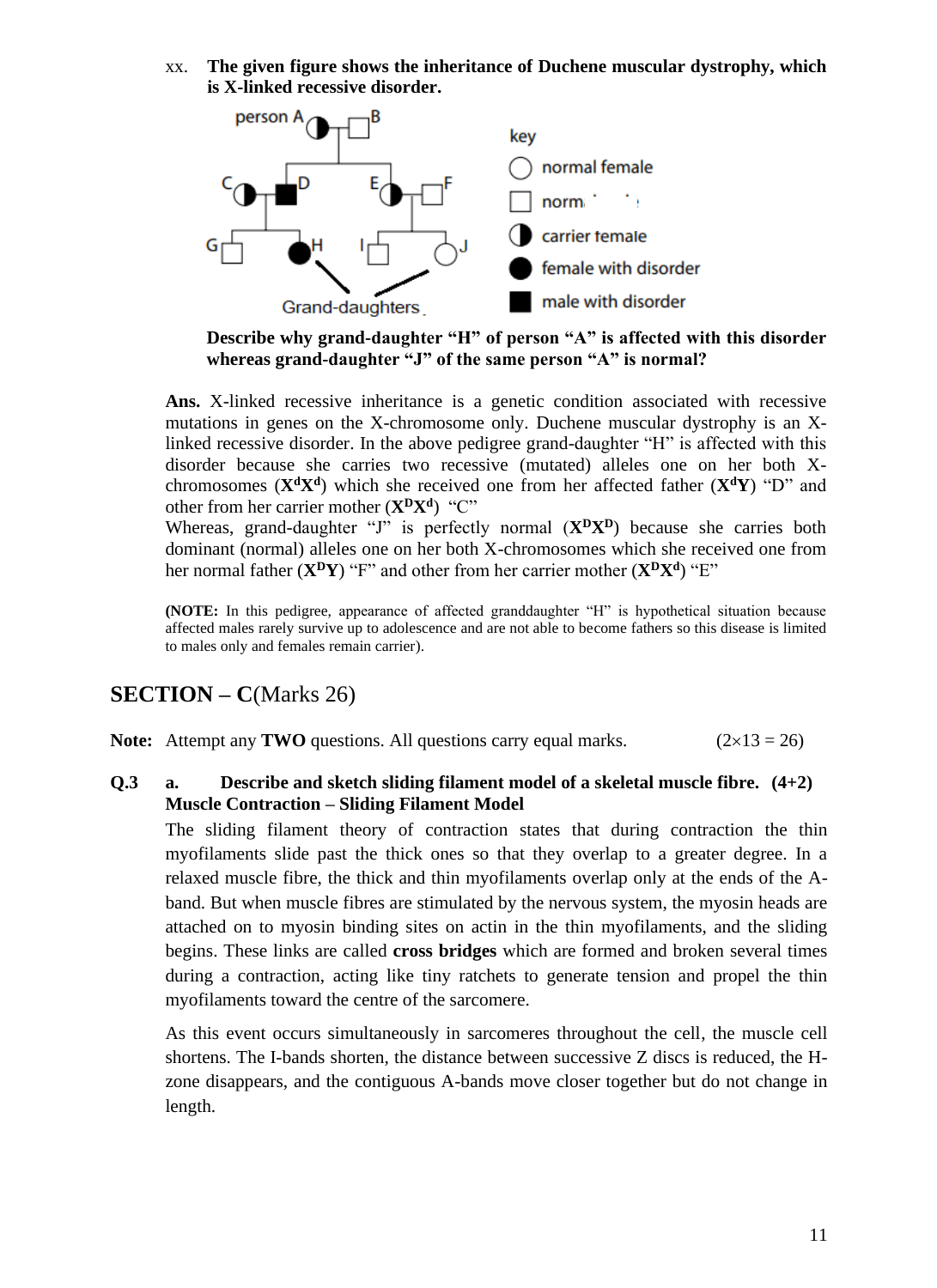xx. **The given figure shows the inheritance of Duchene muscular dystrophy, which is X-linked recessive disorder.**

**Describe why grand-daughter "H" of person "A" is affected with this disorder whereas grand-daughter "J" of the same person "A" is normal?**

**Ans.** X-linked recessive inheritance is a genetic condition associated with recessive mutations in genes on the X-chromosome only. Duchene muscular dystrophy is an X-linked recessive disorder. In the above pedigree grand-daughter "H" is affected with this disorder because she carries two recessive (mutated) alleles one on her both X-chromosomes (**$X^dX^d$**) which she received one from her affected father (**$X^dY$**) "D" and other from her carrier mother (**$X^DX^d$**) "C"

Whereas, grand-daughter "J" is perfectly normal (**$X^DX^D$**) because she carries both dominant (normal) alleles one on her both X-chromosomes which she received one from her normal father (**$X^DY$**) "F" and other from her carrier mother (**$X^DX^d$**) "E"

(**NOTE:** In this pedigree, appearance of affected granddaughter "H" is hypothetical situation because affected males rarely survive up to adolescence and are not able to become fathers so this disease is limited to males only and females remain carrier).

## SECTION – C(Marks 26)

**Note:** Attempt any **TWO** questions. All questions carry equal marks. (2×13 = 26)

**Q.3 a. Describe and sketch sliding filament model of a skeletal muscle fibre. (4+2)**

**Muscle Contraction – Sliding Filament Model**

The sliding filament theory of contraction states that during contraction the thin myofilaments slide past the thick ones so that they overlap to a greater degree. In a relaxed muscle fibre, the thick and thin myofilaments overlap only at the ends of the A-band. But when muscle fibres are stimulated by the nervous system, the myosin heads are attached on to myosin binding sites on actin in the thin myofilaments, and the sliding begins. These links are called **cross bridges** which are formed and broken several times during a contraction, acting like tiny ratchets to generate tension and propel the thin myofilaments toward the centre of the sarcomere.

As this event occurs simultaneously in sarcomeres throughout the cell, the muscle cell shortens. The I-bands shorten, the distance between successive Z discs is reduced, the H-zone disappears, and the contiguous A-bands move closer together but do not change in length.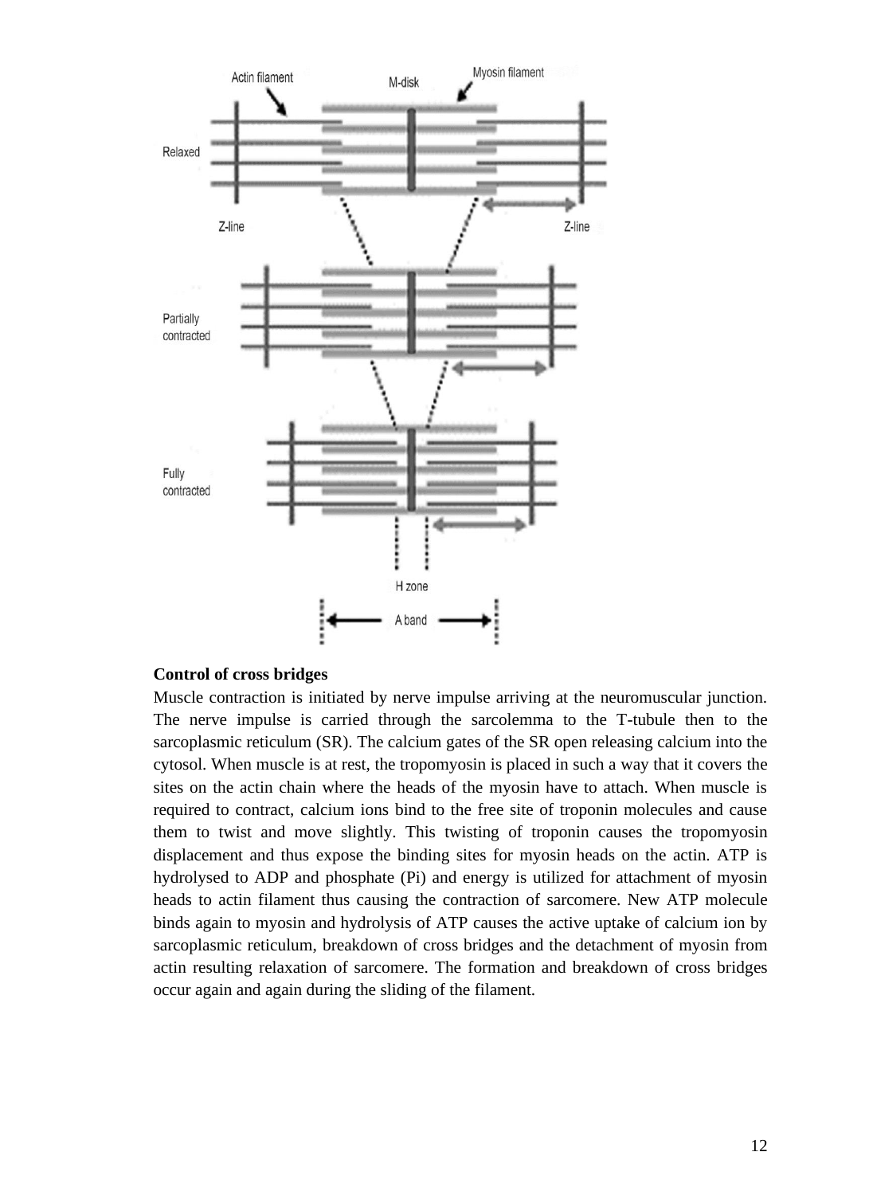**Control of cross bridges**

Muscle contraction is initiated by nerve impulse arriving at the neuromuscular junction. The nerve impulse is carried through the sarcolemma to the T-tubule then to the sarcoplasmic reticulum (SR). The calcium gates of the SR open releasing calcium into the cytosol. When muscle is at rest, the tropomyosin is placed in such a way that it covers the sites on the actin chain where the heads of the myosin have to attach. When muscle is required to contract, calcium ions bind to the free site of troponin molecules and cause them to twist and move slightly. This twisting of troponin causes the tropomyosin displacement and thus expose the binding sites for myosin heads on the actin. ATP is hydrolysed to ADP and phosphate (Pi) and energy is utilized for attachment of myosin heads to actin filament thus causing the contraction of sarcomere. New ATP molecule binds again to myosin and hydrolysis of ATP causes the active uptake of calcium ion by sarcoplasmic reticulum, breakdown of cross bridges and the detachment of myosin from actin resulting relaxation of sarcomere. The formation and breakdown of cross bridges occur again and again during the sliding of the filament.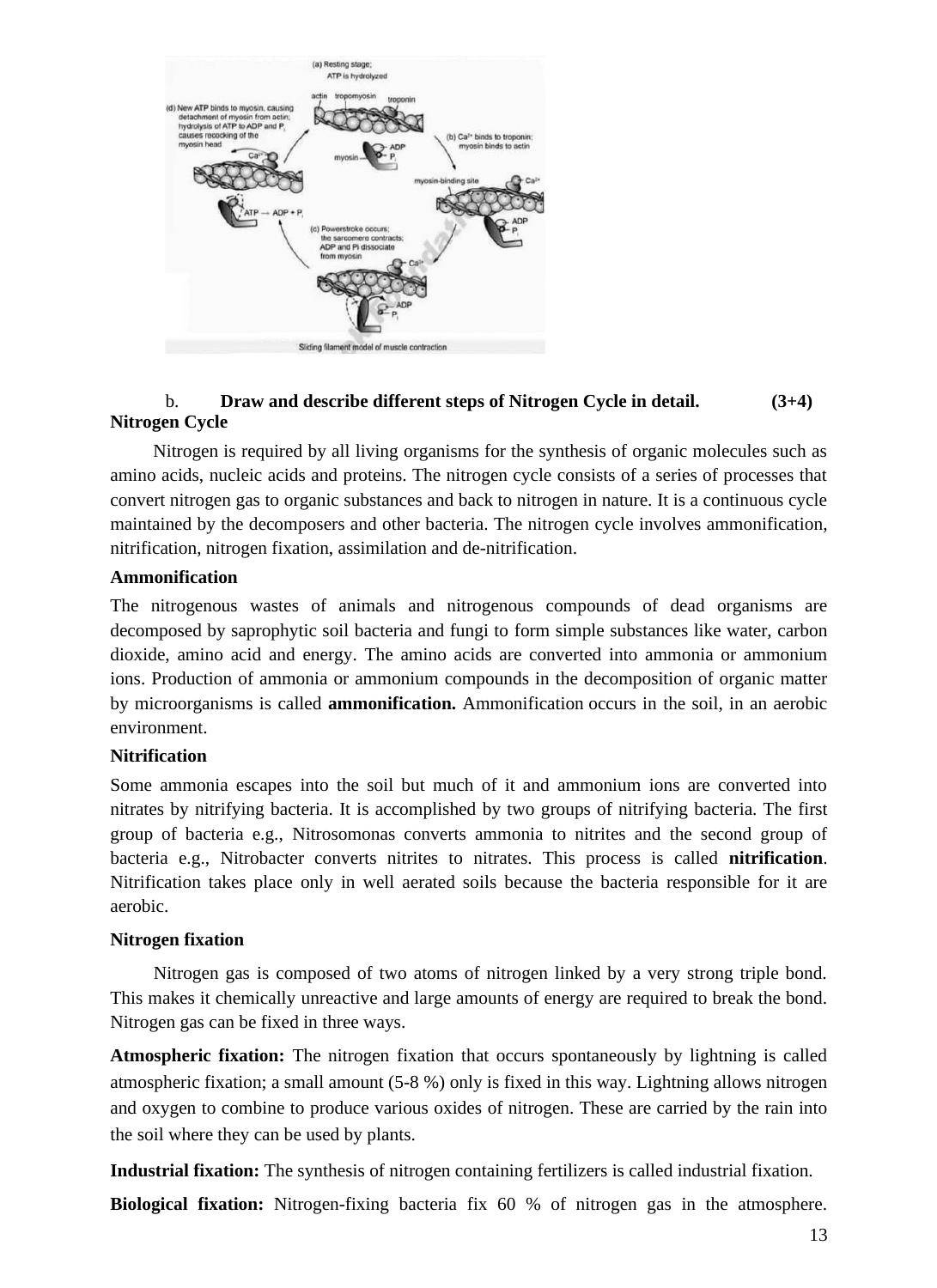b. **Draw and describe different steps of Nitrogen Cycle in detail. (3+4)**

**Nitrogen Cycle**

Nitrogen is required by all living organisms for the synthesis of organic molecules such as amino acids, nucleic acids and proteins. The nitrogen cycle consists of a series of processes that convert nitrogen gas to organic substances and back to nitrogen in nature. It is a continuous cycle maintained by the decomposers and other bacteria. The nitrogen cycle involves ammonification, nitrification, nitrogen fixation, assimilation and de-nitrification.

**Ammonification**

The nitrogenous wastes of animals and nitrogenous compounds of dead organisms are decomposed by saprophytic soil bacteria and fungi to form simple substances like water, carbon dioxide, amino acid and energy. The amino acids are converted into ammonia or ammonium ions. Production of ammonia or ammonium compounds in the decomposition of organic matter by microorganisms is called **ammonification.** Ammonification occurs in the soil, in an aerobic environment.

**Nitrification**

Some ammonia escapes into the soil but much of it and ammonium ions are converted into nitrates by nitrifying bacteria. It is accomplished by two groups of nitrifying bacteria. The first group of bacteria e.g., Nitrosomonas converts ammonia to nitrites and the second group of bacteria e.g., Nitrobacter converts nitrites to nitrates. This process is called **nitrification**. Nitrification takes place only in well aerated soils because the bacteria responsible for it are aerobic.

**Nitrogen fixation**

Nitrogen gas is composed of two atoms of nitrogen linked by a very strong triple bond. This makes it chemically unreactive and large amounts of energy are required to break the bond. Nitrogen gas can be fixed in three ways.

**Atmospheric fixation:** The nitrogen fixation that occurs spontaneously by lightning is called atmospheric fixation; a small amount (5-8 %) only is fixed in this way. Lightning allows nitrogen and oxygen to combine to produce various oxides of nitrogen. These are carried by the rain into the soil where they can be used by plants.

**Industrial fixation:** The synthesis of nitrogen containing fertilizers is called industrial fixation.

**Biological fixation:** Nitrogen-fixing bacteria fix 60 % of nitrogen gas in the atmosphere.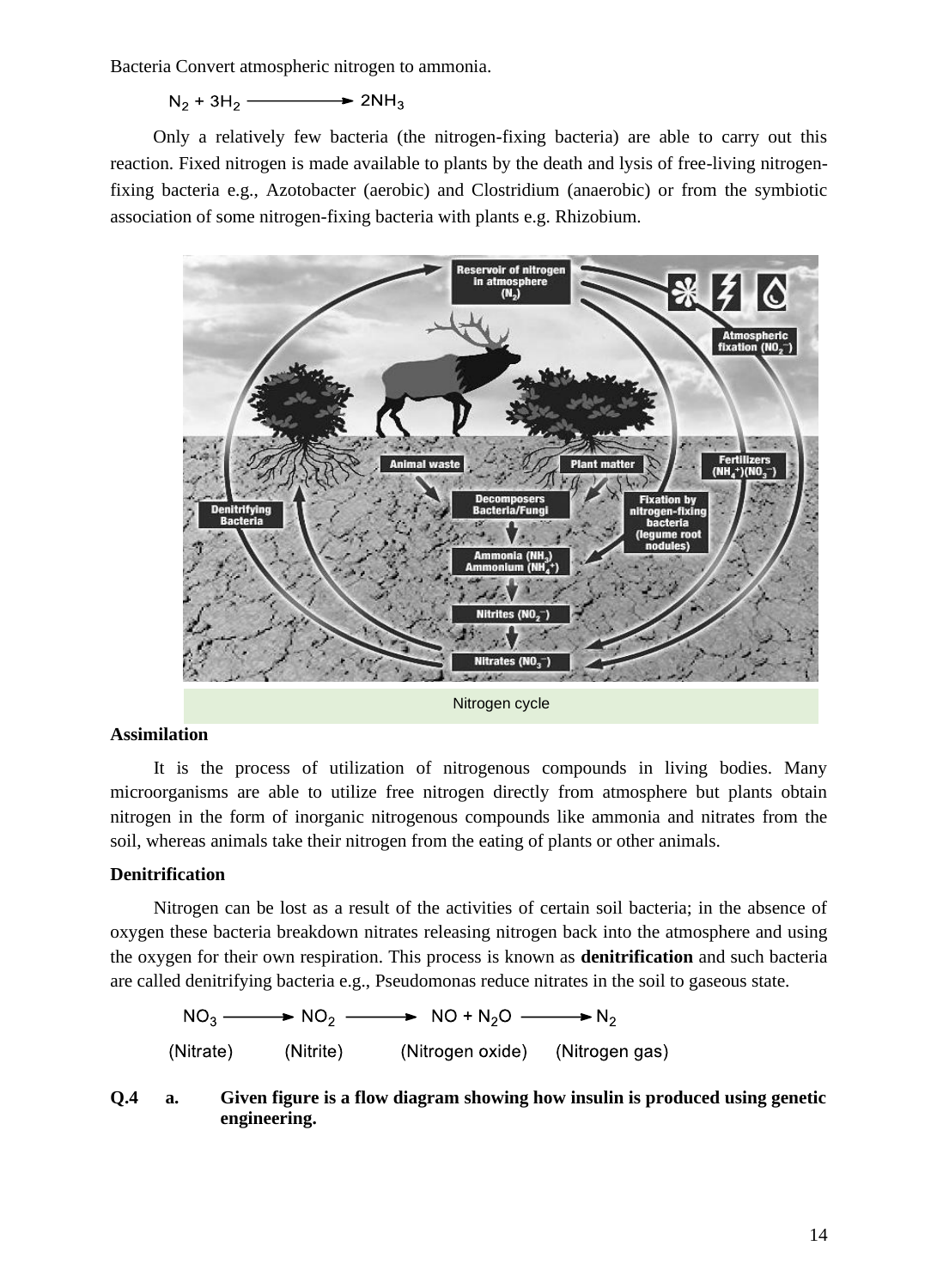Bacteria Convert atmospheric nitrogen to ammonia.

$$N_2 + 3H_2 \longrightarrow 2NH_3$$

Only a relatively few bacteria (the nitrogen-fixing bacteria) are able to carry out this reaction. Fixed nitrogen is made available to plants by the death and lysis of free-living nitrogen-fixing bacteria e.g., Azotobacter (aerobic) and Clostridium (anaerobic) or from the symbiotic association of some nitrogen-fixing bacteria with plants e.g. Rhizobium.

Nitrogen cycle

**Assimilation**

It is the process of utilization of nitrogenous compounds in living bodies. Many microorganisms are able to utilize free nitrogen directly from atmosphere but plants obtain nitrogen in the form of inorganic nitrogenous compounds like ammonia and nitrates from the soil, whereas animals take their nitrogen from the eating of plants or other animals.

**Denitrification**

Nitrogen can be lost as a result of the activities of certain soil bacteria; in the absence of oxygen these bacteria breakdown nitrates releasing nitrogen back into the atmosphere and using the oxygen for their own respiration. This process is known as **denitrification** and such bacteria are called denitrifying bacteria e.g., Pseudomonas reduce nitrates in the soil to gaseous state.

$$\underset{\text{(Nitrate)}}{NO_3} \longrightarrow \underset{\text{(Nitrite)}}{NO_2} \longrightarrow \underset{\text{(Nitrogen oxide)}}{NO + N_2O} \longrightarrow \underset{\text{(Nitrogen gas)}}{N_2}$$

**Q.4 a. Given figure is a flow diagram showing how insulin is produced using genetic engineering.**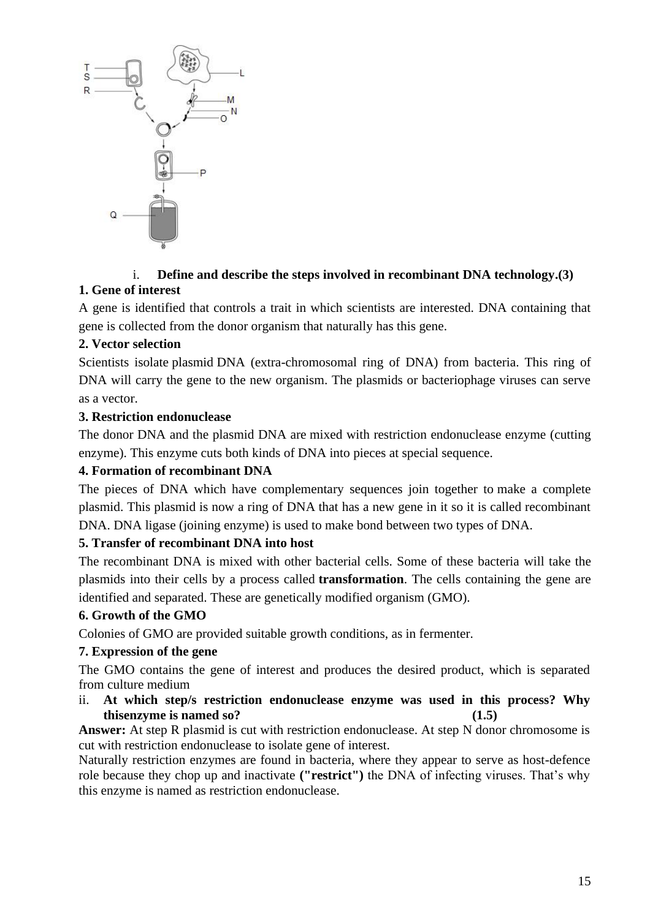i. **Define and describe the steps involved in recombinant DNA technology.(3)**

**1. Gene of interest**

A gene is identified that controls a trait in which scientists are interested. DNA containing that gene is collected from the donor organism that naturally has this gene.

**2. Vector selection**

Scientists isolate plasmid DNA (extra-chromosomal ring of DNA) from bacteria. This ring of DNA will carry the gene to the new organism. The plasmids or bacteriophage viruses can serve as a vector.

**3. Restriction endonuclease**

The donor DNA and the plasmid DNA are mixed with restriction endonuclease enzyme (cutting enzyme). This enzyme cuts both kinds of DNA into pieces at special sequence.

**4. Formation of recombinant DNA**

The pieces of DNA which have complementary sequences join together to make a complete plasmid. This plasmid is now a ring of DNA that has a new gene in it so it is called recombinant DNA. DNA ligase (joining enzyme) is used to make bond between two types of DNA.

**5. Transfer of recombinant DNA into host**

The recombinant DNA is mixed with other bacterial cells. Some of these bacteria will take the plasmids into their cells by a process called **transformation**. The cells containing the gene are identified and separated. These are genetically modified organism (GMO).

**6. Growth of the GMO**

Colonies of GMO are provided suitable growth conditions, as in fermenter.

**7. Expression of the gene**

The GMO contains the gene of interest and produces the desired product, which is separated from culture medium

ii. **At which step/s restriction endonuclease enzyme was used in this process? Why thisenzyme is named so? (1.5)**

**Answer:** At step R plasmid is cut with restriction endonuclease. At step N donor chromosome is cut with restriction endonuclease to isolate gene of interest.

Naturally restriction enzymes are found in bacteria, where they appear to serve as host-defence role because they chop up and inactivate **("restrict")** the DNA of infecting viruses. That's why this enzyme is named as restriction endonuclease.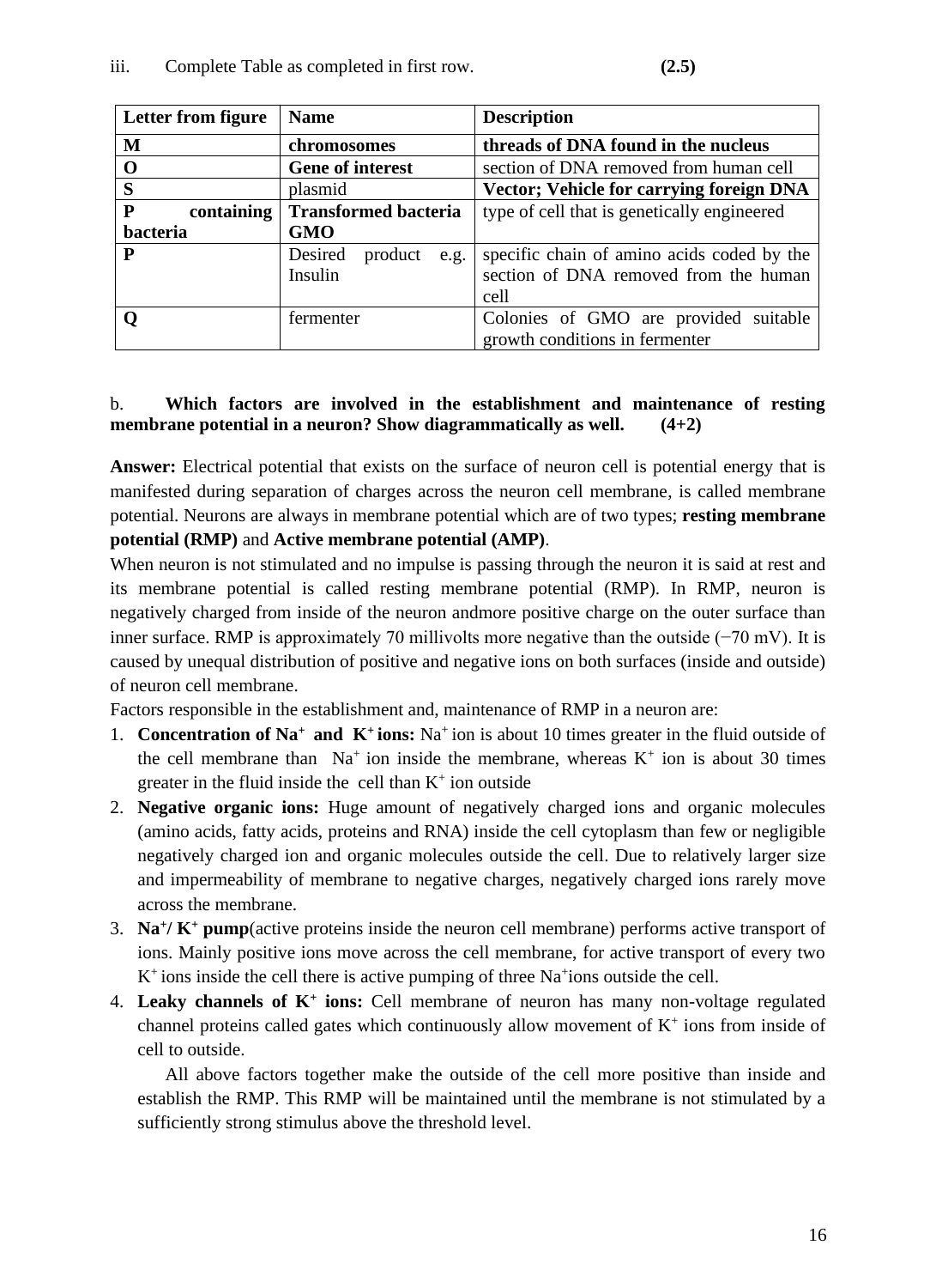iii. Complete Table as completed in first row. **(2.5)**

| **Letter from figure** | **Name** | **Description** |
| --- | --- | --- |
| **M** | **chromosomes** | **threads of DNA found in the nucleus** |
| **O** | **Gene of interest** | section of DNA removed from human cell |
| **S** | plasmid | **Vector; Vehicle for carrying foreign DNA** |
| **P containing bacteria** | **Transformed bacteria GMO** | type of cell that is genetically engineered |
| **P** | Desired product e.g. Insulin | specific chain of amino acids coded by the section of DNA removed from the human cell |
| **Q** | fermenter | Colonies of GMO are provided suitable growth conditions in fermenter |

b. **Which factors are involved in the establishment and maintenance of resting membrane potential in a neuron? Show diagrammatically as well. (4+2)**

**Answer:** Electrical potential that exists on the surface of neuron cell is potential energy that is manifested during separation of charges across the neuron cell membrane, is called membrane potential. Neurons are always in membrane potential which are of two types; **resting membrane potential (RMP)** and **Active membrane potential (AMP)**.

When neuron is not stimulated and no impulse is passing through the neuron it is said at rest and its membrane potential is called resting membrane potential (RMP). In RMP, neuron is negatively charged from inside of the neuron andmore positive charge on the outer surface than inner surface. RMP is approximately 70 millivolts more negative than the outside (−70 mV). It is caused by unequal distribution of positive and negative ions on both surfaces (inside and outside) of neuron cell membrane.

Factors responsible in the establishment and, maintenance of RMP in a neuron are:

1. **Concentration of $Na^+$ and $K^+$ ions:** $Na^+$ ion is about 10 times greater in the fluid outside of the cell membrane than $Na^+$ ion inside the membrane, whereas $K^+$ ion is about 30 times greater in the fluid inside the cell than $K^+$ ion outside
2. **Negative organic ions:** Huge amount of negatively charged ions and organic molecules (amino acids, fatty acids, proteins and RNA) inside the cell cytoplasm than few or negligible negatively charged ion and organic molecules outside the cell. Due to relatively larger size and impermeability of membrane to negative charges, negatively charged ions rarely move across the membrane.
3. **$Na^+$/ $K^+$ pump**(active proteins inside the neuron cell membrane) performs active transport of ions. Mainly positive ions move across the cell membrane, for active transport of every two $K^+$ ions inside the cell there is active pumping of three $Na^+$ions outside the cell.
4. **Leaky channels of $K^+$ ions:** Cell membrane of neuron has many non-voltage regulated channel proteins called gates which continuously allow movement of $K^+$ ions from inside of cell to outside.

   All above factors together make the outside of the cell more positive than inside and establish the RMP. This RMP will be maintained until the membrane is not stimulated by a sufficiently strong stimulus above the threshold level.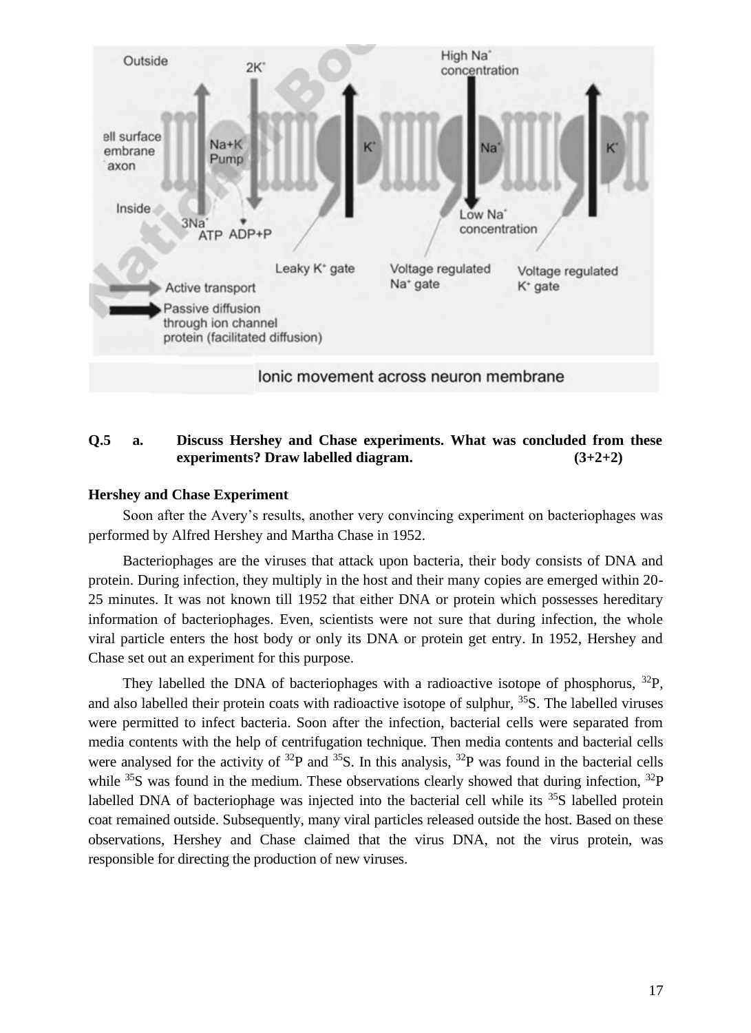Ionic movement across neuron membrane

**Q.5 a. Discuss Hershey and Chase experiments. What was concluded from these experiments? Draw labelled diagram. (3+2+2)**

**Hershey and Chase Experiment**

Soon after the Avery's results, another very convincing experiment on bacteriophages was performed by Alfred Hershey and Martha Chase in 1952.

Bacteriophages are the viruses that attack upon bacteria, their body consists of DNA and protein. During infection, they multiply in the host and their many copies are emerged within 20-25 minutes. It was not known till 1952 that either DNA or protein which possesses hereditary information of bacteriophages. Even, scientists were not sure that during infection, the whole viral particle enters the host body or only its DNA or protein get entry. In 1952, Hershey and Chase set out an experiment for this purpose.

They labelled the DNA of bacteriophages with a radioactive isotope of phosphorus, $^{32}P$, and also labelled their protein coats with radioactive isotope of sulphur, $^{35}S$. The labelled viruses were permitted to infect bacteria. Soon after the infection, bacterial cells were separated from media contents with the help of centrifugation technique. Then media contents and bacterial cells were analysed for the activity of $^{32}P$ and $^{35}S$. In this analysis, $^{32}P$ was found in the bacterial cells while $^{35}S$ was found in the medium. These observations clearly showed that during infection, $^{32}P$ labelled DNA of bacteriophage was injected into the bacterial cell while its $^{35}S$ labelled protein coat remained outside. Subsequently, many viral particles released outside the host. Based on these observations, Hershey and Chase claimed that the virus DNA, not the virus protein, was responsible for directing the production of new viruses.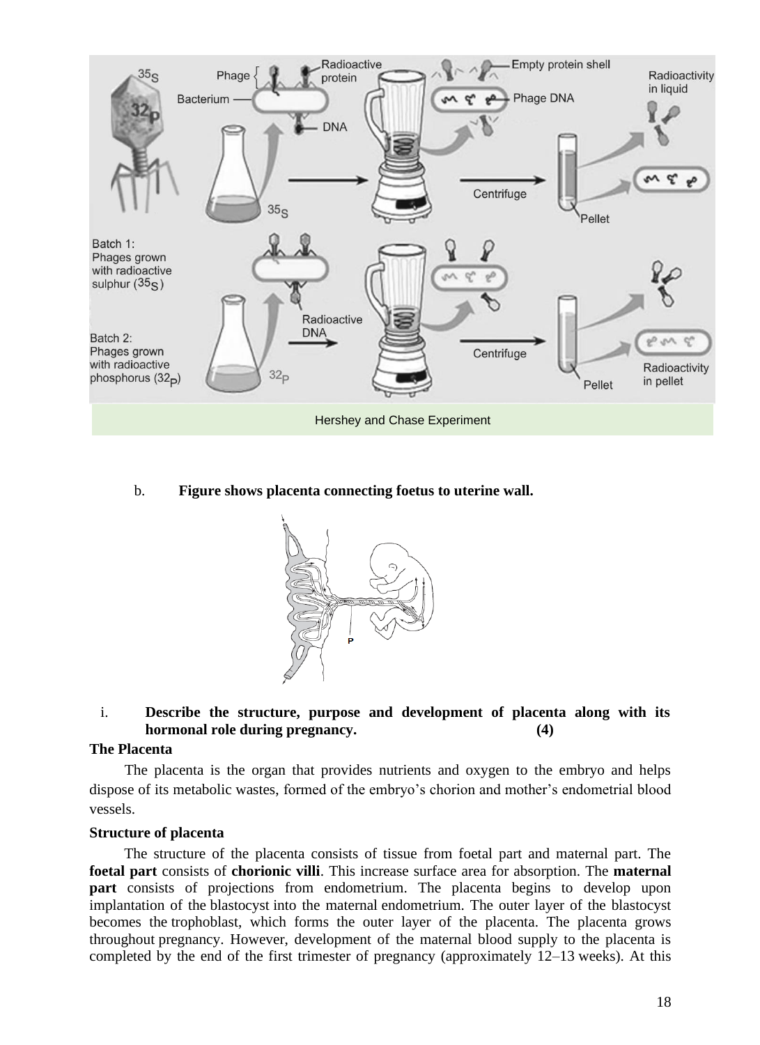Hershey and Chase Experiment

b. **Figure shows placenta connecting foetus to uterine wall.**

i. **Describe the structure, purpose and development of placenta along with its hormonal role during pregnancy. (4)**

**The Placenta**

The placenta is the organ that provides nutrients and oxygen to the embryo and helps dispose of its metabolic wastes, formed of the embryo's chorion and mother's endometrial blood vessels.

**Structure of placenta**

The structure of the placenta consists of tissue from foetal part and maternal part. The **foetal part** consists of **chorionic villi**. This increase surface area for absorption. The **maternal part** consists of projections from endometrium. The placenta begins to develop upon implantation of the blastocyst into the maternal endometrium. The outer layer of the blastocyst becomes the trophoblast, which forms the outer layer of the placenta. The placenta grows throughout pregnancy. However, development of the maternal blood supply to the placenta is completed by the end of the first trimester of pregnancy (approximately 12–13 weeks). At this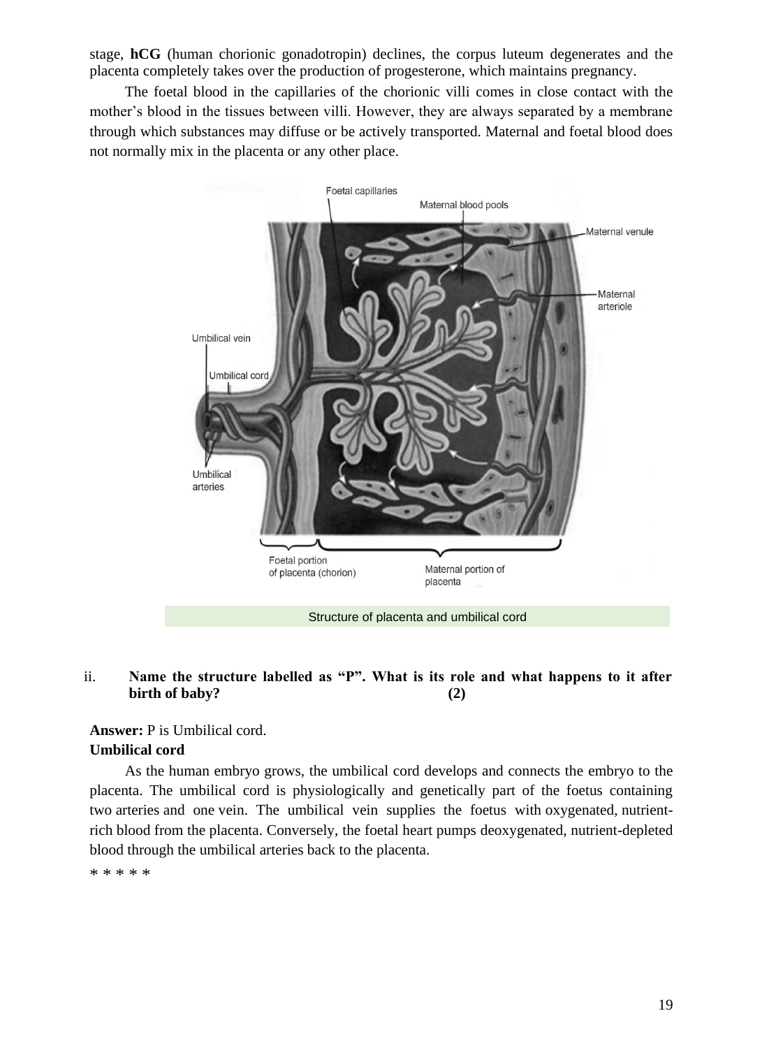stage, **hCG** (human chorionic gonadotropin) declines, the corpus luteum degenerates and the placenta completely takes over the production of progesterone, which maintains pregnancy.

The foetal blood in the capillaries of the chorionic villi comes in close contact with the mother's blood in the tissues between villi. However, they are always separated by a membrane through which substances may diffuse or be actively transported. Maternal and foetal blood does not normally mix in the placenta or any other place.

Foetal capillaries

Maternal blood pools

Maternal venule

Maternal arteriole

Umbilical vein

Umbilical cord

Umbilical arteries

Foetal portion of placenta (chorion)

Maternal portion of placenta

Structure of placenta and umbilical cord

ii. **Name the structure labelled as "P". What is its role and what happens to it after birth of baby? (2)**

**Answer:** P is Umbilical cord.

**Umbilical cord**

As the human embryo grows, the umbilical cord develops and connects the embryo to the placenta. The umbilical cord is physiologically and genetically part of the foetus containing two arteries and one vein. The umbilical vein supplies the foetus with oxygenated, nutrient-rich blood from the placenta. Conversely, the foetal heart pumps deoxygenated, nutrient-depleted blood through the umbilical arteries back to the placenta.

* * * * *